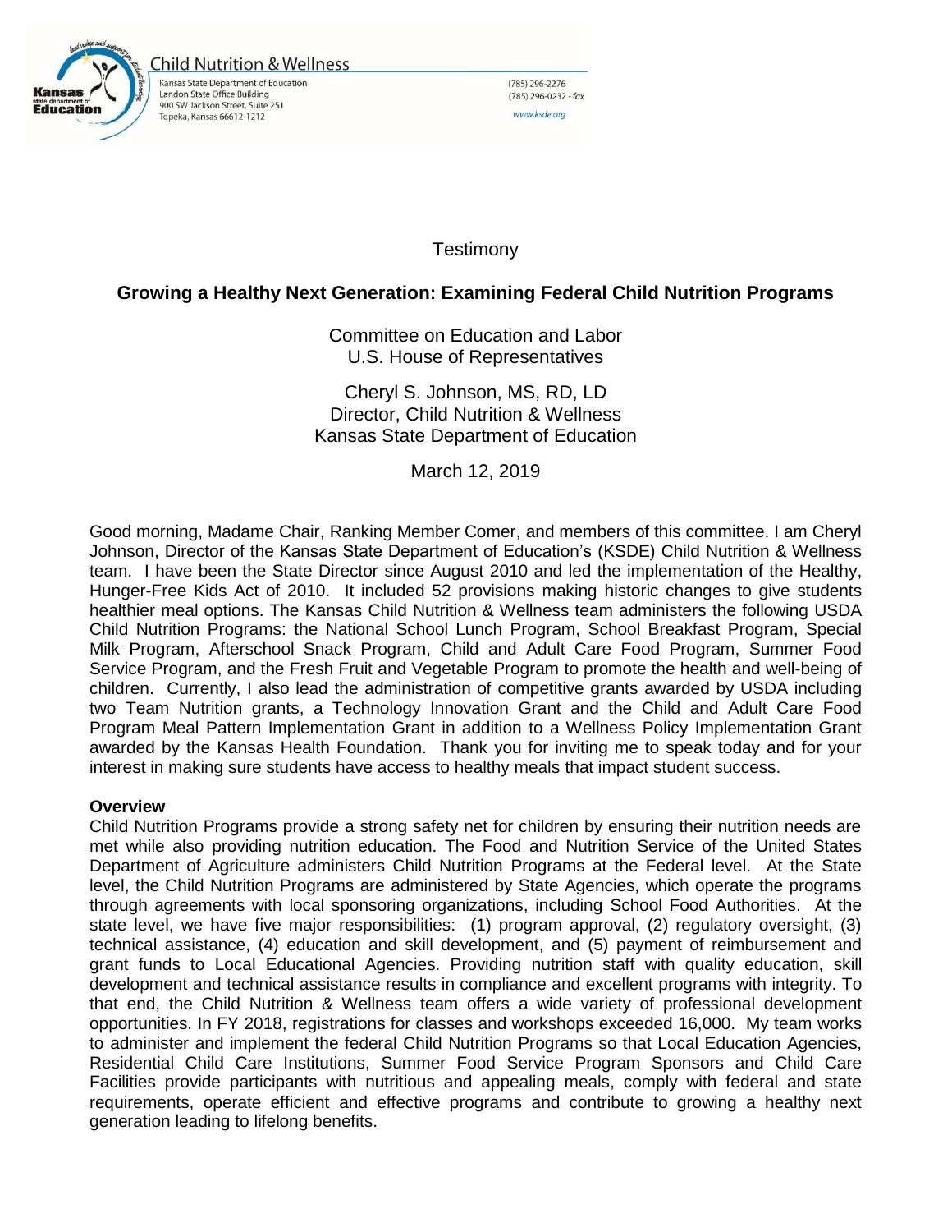Child Nutrition & Wellness

Kansas State Department of Education
Landon State Office Building
900 SW Jackson Street, Suite 251
Topeka, Kansas 66612-1212

(785) 296-2276
(785) 296-0232 - *fax*
*www.ksde.org*

Testimony

## Growing a Healthy Next Generation: Examining Federal Child Nutrition Programs

Committee on Education and Labor
U.S. House of Representatives

Cheryl S. Johnson, MS, RD, LD
Director, Child Nutrition & Wellness
Kansas State Department of Education

March 12, 2019

Good morning, Madame Chair, Ranking Member Comer, and members of this committee. I am Cheryl Johnson, Director of the Kansas State Department of Education's (KSDE) Child Nutrition & Wellness team. I have been the State Director since August 2010 and led the implementation of the Healthy, Hunger-Free Kids Act of 2010. It included 52 provisions making historic changes to give students healthier meal options. The Kansas Child Nutrition & Wellness team administers the following USDA Child Nutrition Programs: the National School Lunch Program, School Breakfast Program, Special Milk Program, Afterschool Snack Program, Child and Adult Care Food Program, Summer Food Service Program, and the Fresh Fruit and Vegetable Program to promote the health and well-being of children. Currently, I also lead the administration of competitive grants awarded by USDA including two Team Nutrition grants, a Technology Innovation Grant and the Child and Adult Care Food Program Meal Pattern Implementation Grant in addition to a Wellness Policy Implementation Grant awarded by the Kansas Health Foundation. Thank you for inviting me to speak today and for your interest in making sure students have access to healthy meals that impact student success.

**Overview**

Child Nutrition Programs provide a strong safety net for children by ensuring their nutrition needs are met while also providing nutrition education. The Food and Nutrition Service of the United States Department of Agriculture administers Child Nutrition Programs at the Federal level. At the State level, the Child Nutrition Programs are administered by State Agencies, which operate the programs through agreements with local sponsoring organizations, including School Food Authorities. At the state level, we have five major responsibilities: (1) program approval, (2) regulatory oversight, (3) technical assistance, (4) education and skill development, and (5) payment of reimbursement and grant funds to Local Educational Agencies. Providing nutrition staff with quality education, skill development and technical assistance results in compliance and excellent programs with integrity. To that end, the Child Nutrition & Wellness team offers a wide variety of professional development opportunities. In FY 2018, registrations for classes and workshops exceeded 16,000. My team works to administer and implement the federal Child Nutrition Programs so that Local Education Agencies, Residential Child Care Institutions, Summer Food Service Program Sponsors and Child Care Facilities provide participants with nutritious and appealing meals, comply with federal and state requirements, operate efficient and effective programs and contribute to growing a healthy next generation leading to lifelong benefits.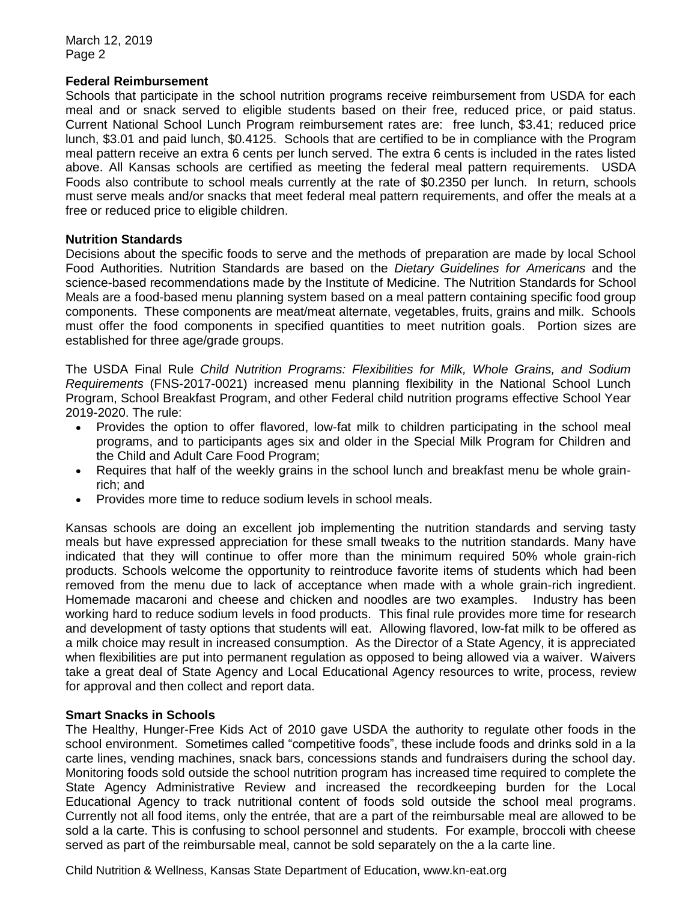## Federal Reimbursement

Schools that participate in the school nutrition programs receive reimbursement from USDA for each meal and or snack served to eligible students based on their free, reduced price, or paid status. Current National School Lunch Program reimbursement rates are: free lunch, $3.41; reduced price lunch, $3.01 and paid lunch, $0.4125. Schools that are certified to be in compliance with the Program meal pattern receive an extra 6 cents per lunch served. The extra 6 cents is included in the rates listed above. All Kansas schools are certified as meeting the federal meal pattern requirements. USDA Foods also contribute to school meals currently at the rate of $0.2350 per lunch. In return, schools must serve meals and/or snacks that meet federal meal pattern requirements, and offer the meals at a free or reduced price to eligible children.

## Nutrition Standards

Decisions about the specific foods to serve and the methods of preparation are made by local School Food Authorities. Nutrition Standards are based on the *Dietary Guidelines for Americans* and the science-based recommendations made by the Institute of Medicine. The Nutrition Standards for School Meals are a food-based menu planning system based on a meal pattern containing specific food group components. These components are meat/meat alternate, vegetables, fruits, grains and milk. Schools must offer the food components in specified quantities to meet nutrition goals. Portion sizes are established for three age/grade groups.

The USDA Final Rule *Child Nutrition Programs: Flexibilities for Milk, Whole Grains, and Sodium Requirements* (FNS-2017-0021) increased menu planning flexibility in the National School Lunch Program, School Breakfast Program, and other Federal child nutrition programs effective School Year 2019-2020. The rule:

- Provides the option to offer flavored, low-fat milk to children participating in the school meal programs, and to participants ages six and older in the Special Milk Program for Children and the Child and Adult Care Food Program;
- Requires that half of the weekly grains in the school lunch and breakfast menu be whole grain-rich; and
- Provides more time to reduce sodium levels in school meals.

Kansas schools are doing an excellent job implementing the nutrition standards and serving tasty meals but have expressed appreciation for these small tweaks to the nutrition standards. Many have indicated that they will continue to offer more than the minimum required 50% whole grain-rich products. Schools welcome the opportunity to reintroduce favorite items of students which had been removed from the menu due to lack of acceptance when made with a whole grain-rich ingredient. Homemade macaroni and cheese and chicken and noodles are two examples. Industry has been working hard to reduce sodium levels in food products. This final rule provides more time for research and development of tasty options that students will eat. Allowing flavored, low-fat milk to be offered as a milk choice may result in increased consumption. As the Director of a State Agency, it is appreciated when flexibilities are put into permanent regulation as opposed to being allowed via a waiver. Waivers take a great deal of State Agency and Local Educational Agency resources to write, process, review for approval and then collect and report data.

## Smart Snacks in Schools

The Healthy, Hunger-Free Kids Act of 2010 gave USDA the authority to regulate other foods in the school environment. Sometimes called "competitive foods", these include foods and drinks sold in a la carte lines, vending machines, snack bars, concessions stands and fundraisers during the school day. Monitoring foods sold outside the school nutrition program has increased time required to complete the State Agency Administrative Review and increased the recordkeeping burden for the Local Educational Agency to track nutritional content of foods sold outside the school meal programs. Currently not all food items, only the entrée, that are a part of the reimbursable meal are allowed to be sold a la carte. This is confusing to school personnel and students. For example, broccoli with cheese served as part of the reimbursable meal, cannot be sold separately on the a la carte line.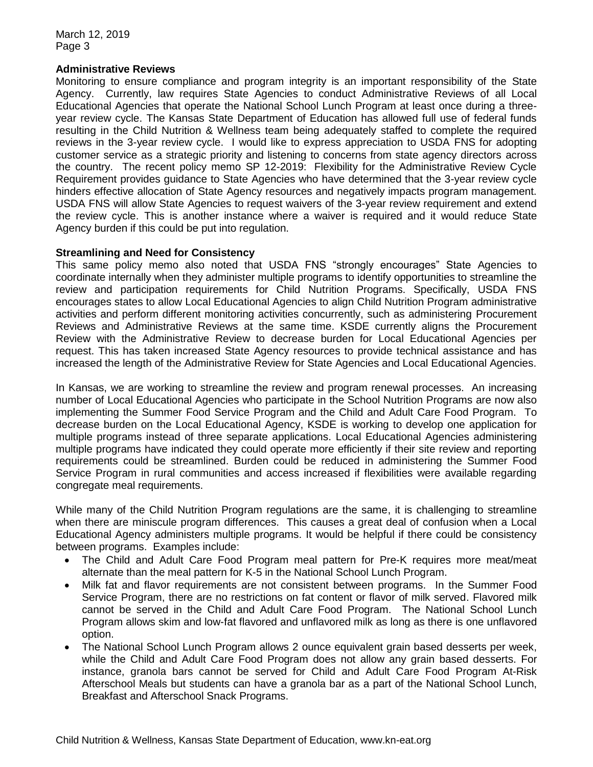**Administrative Reviews**

Monitoring to ensure compliance and program integrity is an important responsibility of the State Agency. Currently, law requires State Agencies to conduct Administrative Reviews of all Local Educational Agencies that operate the National School Lunch Program at least once during a three-year review cycle. The Kansas State Department of Education has allowed full use of federal funds resulting in the Child Nutrition & Wellness team being adequately staffed to complete the required reviews in the 3-year review cycle. I would like to express appreciation to USDA FNS for adopting customer service as a strategic priority and listening to concerns from state agency directors across the country. The recent policy memo SP 12-2019: Flexibility for the Administrative Review Cycle Requirement provides guidance to State Agencies who have determined that the 3-year review cycle hinders effective allocation of State Agency resources and negatively impacts program management. USDA FNS will allow State Agencies to request waivers of the 3-year review requirement and extend the review cycle. This is another instance where a waiver is required and it would reduce State Agency burden if this could be put into regulation.

**Streamlining and Need for Consistency**

This same policy memo also noted that USDA FNS "strongly encourages" State Agencies to coordinate internally when they administer multiple programs to identify opportunities to streamline the review and participation requirements for Child Nutrition Programs. Specifically, USDA FNS encourages states to allow Local Educational Agencies to align Child Nutrition Program administrative activities and perform different monitoring activities concurrently, such as administering Procurement Reviews and Administrative Reviews at the same time. KSDE currently aligns the Procurement Review with the Administrative Review to decrease burden for Local Educational Agencies per request. This has taken increased State Agency resources to provide technical assistance and has increased the length of the Administrative Review for State Agencies and Local Educational Agencies.

In Kansas, we are working to streamline the review and program renewal processes. An increasing number of Local Educational Agencies who participate in the School Nutrition Programs are now also implementing the Summer Food Service Program and the Child and Adult Care Food Program. To decrease burden on the Local Educational Agency, KSDE is working to develop one application for multiple programs instead of three separate applications. Local Educational Agencies administering multiple programs have indicated they could operate more efficiently if their site review and reporting requirements could be streamlined. Burden could be reduced in administering the Summer Food Service Program in rural communities and access increased if flexibilities were available regarding congregate meal requirements.

While many of the Child Nutrition Program regulations are the same, it is challenging to streamline when there are miniscule program differences. This causes a great deal of confusion when a Local Educational Agency administers multiple programs. It would be helpful if there could be consistency between programs. Examples include:

- The Child and Adult Care Food Program meal pattern for Pre-K requires more meat/meat alternate than the meal pattern for K-5 in the National School Lunch Program.
- Milk fat and flavor requirements are not consistent between programs. In the Summer Food Service Program, there are no restrictions on fat content or flavor of milk served. Flavored milk cannot be served in the Child and Adult Care Food Program. The National School Lunch Program allows skim and low-fat flavored and unflavored milk as long as there is one unflavored option.
- The National School Lunch Program allows 2 ounce equivalent grain based desserts per week, while the Child and Adult Care Food Program does not allow any grain based desserts. For instance, granola bars cannot be served for Child and Adult Care Food Program At-Risk Afterschool Meals but students can have a granola bar as a part of the National School Lunch, Breakfast and Afterschool Snack Programs.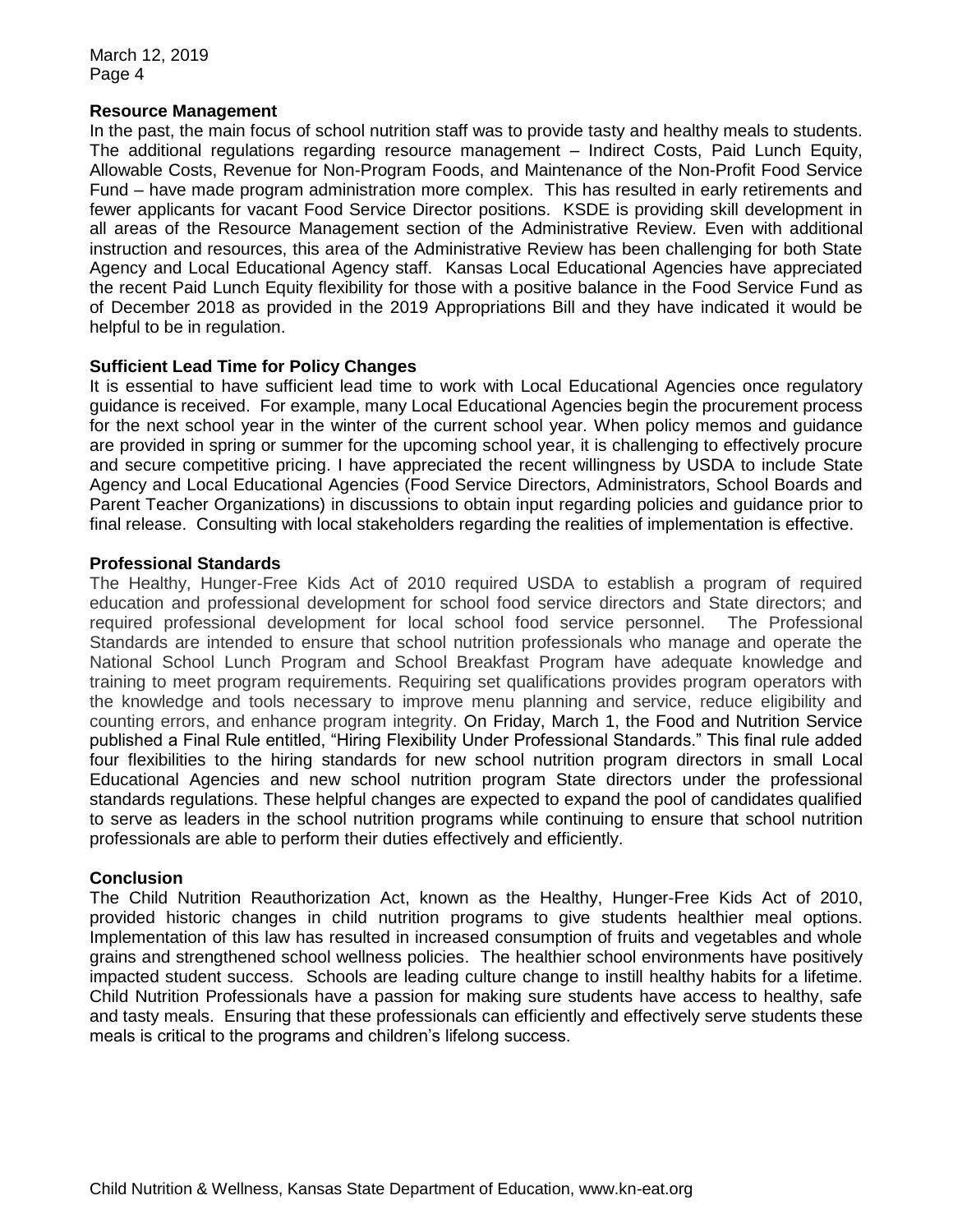**Resource Management**

In the past, the main focus of school nutrition staff was to provide tasty and healthy meals to students. The additional regulations regarding resource management – Indirect Costs, Paid Lunch Equity, Allowable Costs, Revenue for Non-Program Foods, and Maintenance of the Non-Profit Food Service Fund – have made program administration more complex. This has resulted in early retirements and fewer applicants for vacant Food Service Director positions. KSDE is providing skill development in all areas of the Resource Management section of the Administrative Review. Even with additional instruction and resources, this area of the Administrative Review has been challenging for both State Agency and Local Educational Agency staff. Kansas Local Educational Agencies have appreciated the recent Paid Lunch Equity flexibility for those with a positive balance in the Food Service Fund as of December 2018 as provided in the 2019 Appropriations Bill and they have indicated it would be helpful to be in regulation.

**Sufficient Lead Time for Policy Changes**

It is essential to have sufficient lead time to work with Local Educational Agencies once regulatory guidance is received. For example, many Local Educational Agencies begin the procurement process for the next school year in the winter of the current school year. When policy memos and guidance are provided in spring or summer for the upcoming school year, it is challenging to effectively procure and secure competitive pricing. I have appreciated the recent willingness by USDA to include State Agency and Local Educational Agencies (Food Service Directors, Administrators, School Boards and Parent Teacher Organizations) in discussions to obtain input regarding policies and guidance prior to final release. Consulting with local stakeholders regarding the realities of implementation is effective.

**Professional Standards**

The Healthy, Hunger-Free Kids Act of 2010 required USDA to establish a program of required education and professional development for school food service directors and State directors; and required professional development for local school food service personnel. The Professional Standards are intended to ensure that school nutrition professionals who manage and operate the National School Lunch Program and School Breakfast Program have adequate knowledge and training to meet program requirements. Requiring set qualifications provides program operators with the knowledge and tools necessary to improve menu planning and service, reduce eligibility and counting errors, and enhance program integrity. On Friday, March 1, the Food and Nutrition Service published a Final Rule entitled, "Hiring Flexibility Under Professional Standards." This final rule added four flexibilities to the hiring standards for new school nutrition program directors in small Local Educational Agencies and new school nutrition program State directors under the professional standards regulations. These helpful changes are expected to expand the pool of candidates qualified to serve as leaders in the school nutrition programs while continuing to ensure that school nutrition professionals are able to perform their duties effectively and efficiently.

**Conclusion**

The Child Nutrition Reauthorization Act, known as the Healthy, Hunger-Free Kids Act of 2010, provided historic changes in child nutrition programs to give students healthier meal options. Implementation of this law has resulted in increased consumption of fruits and vegetables and whole grains and strengthened school wellness policies. The healthier school environments have positively impacted student success. Schools are leading culture change to instill healthy habits for a lifetime. Child Nutrition Professionals have a passion for making sure students have access to healthy, safe and tasty meals. Ensuring that these professionals can efficiently and effectively serve students these meals is critical to the programs and children's lifelong success.